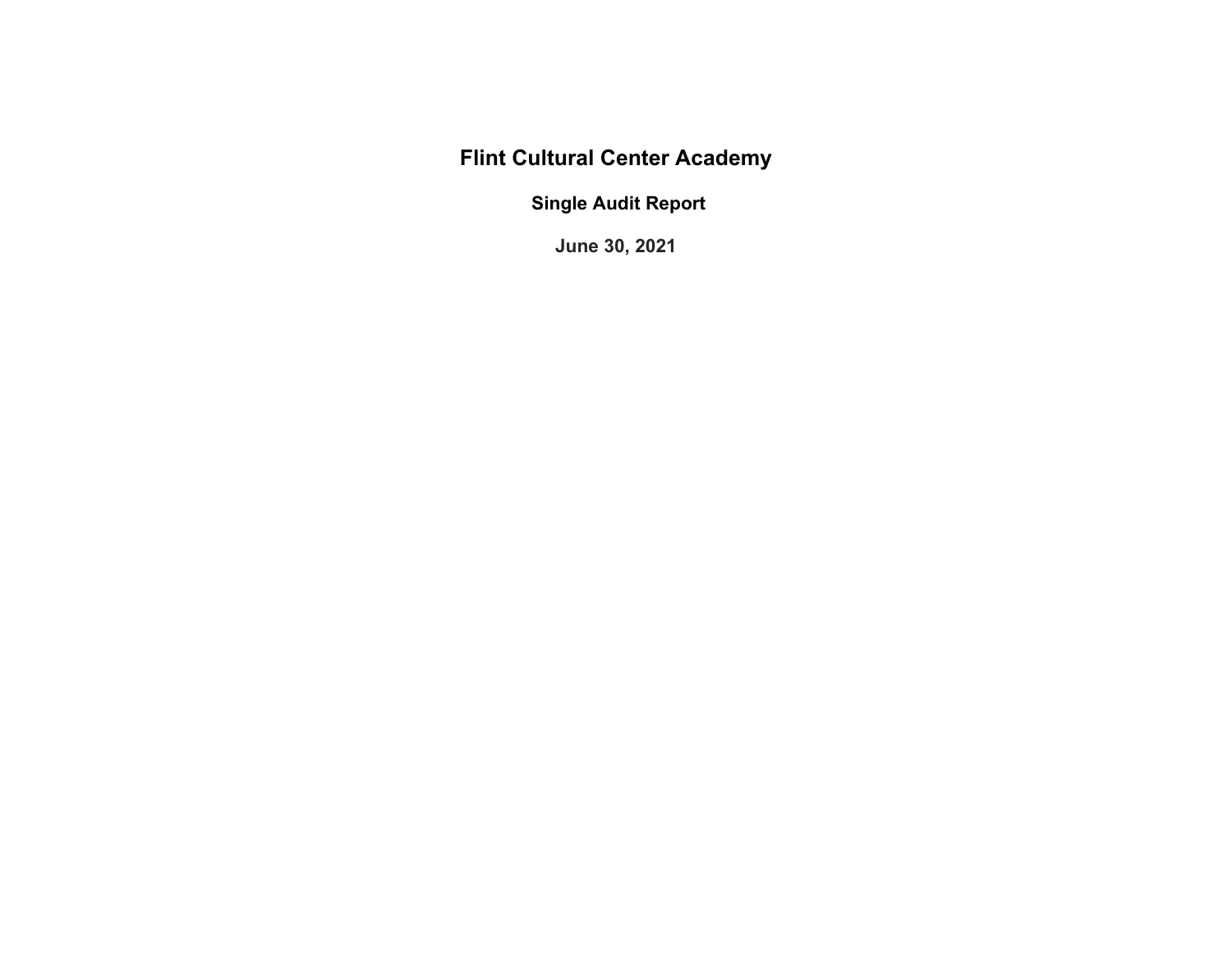# Flint Cultural Center Academy

## Single Audit Report

## June 30, 2021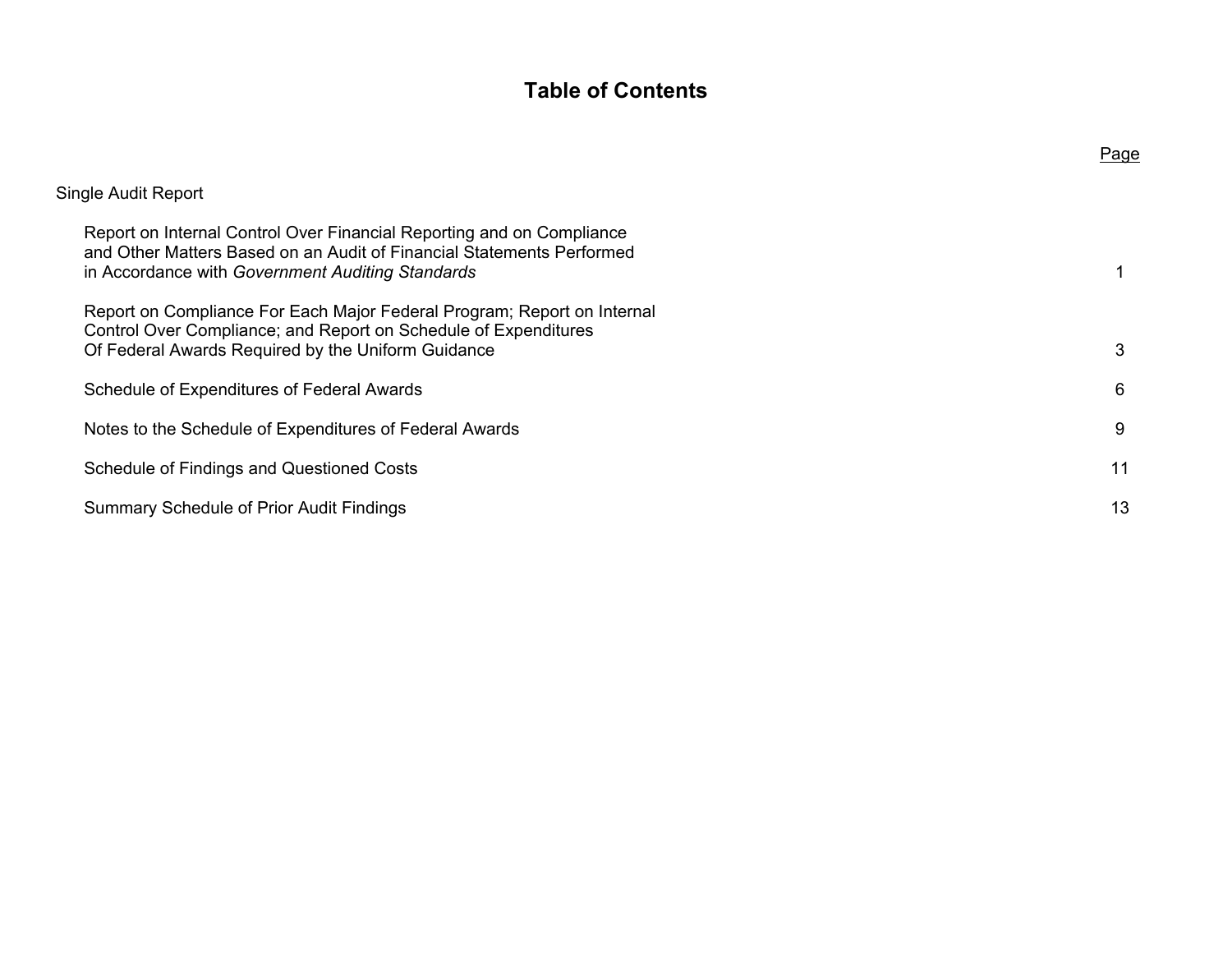# Table of Contents

| | Page |
|---|---|
| Single Audit Report | |
| Report on Internal Control Over Financial Reporting and on Compliance and Other Matters Based on an Audit of Financial Statements Performed in Accordance with *Government Auditing Standards* | 1 |
| Report on Compliance For Each Major Federal Program; Report on Internal Control Over Compliance; and Report on Schedule of Expenditures Of Federal Awards Required by the Uniform Guidance | 3 |
| Schedule of Expenditures of Federal Awards | 6 |
| Notes to the Schedule of Expenditures of Federal Awards | 9 |
| Schedule of Findings and Questioned Costs | 11 |
| Summary Schedule of Prior Audit Findings | 13 |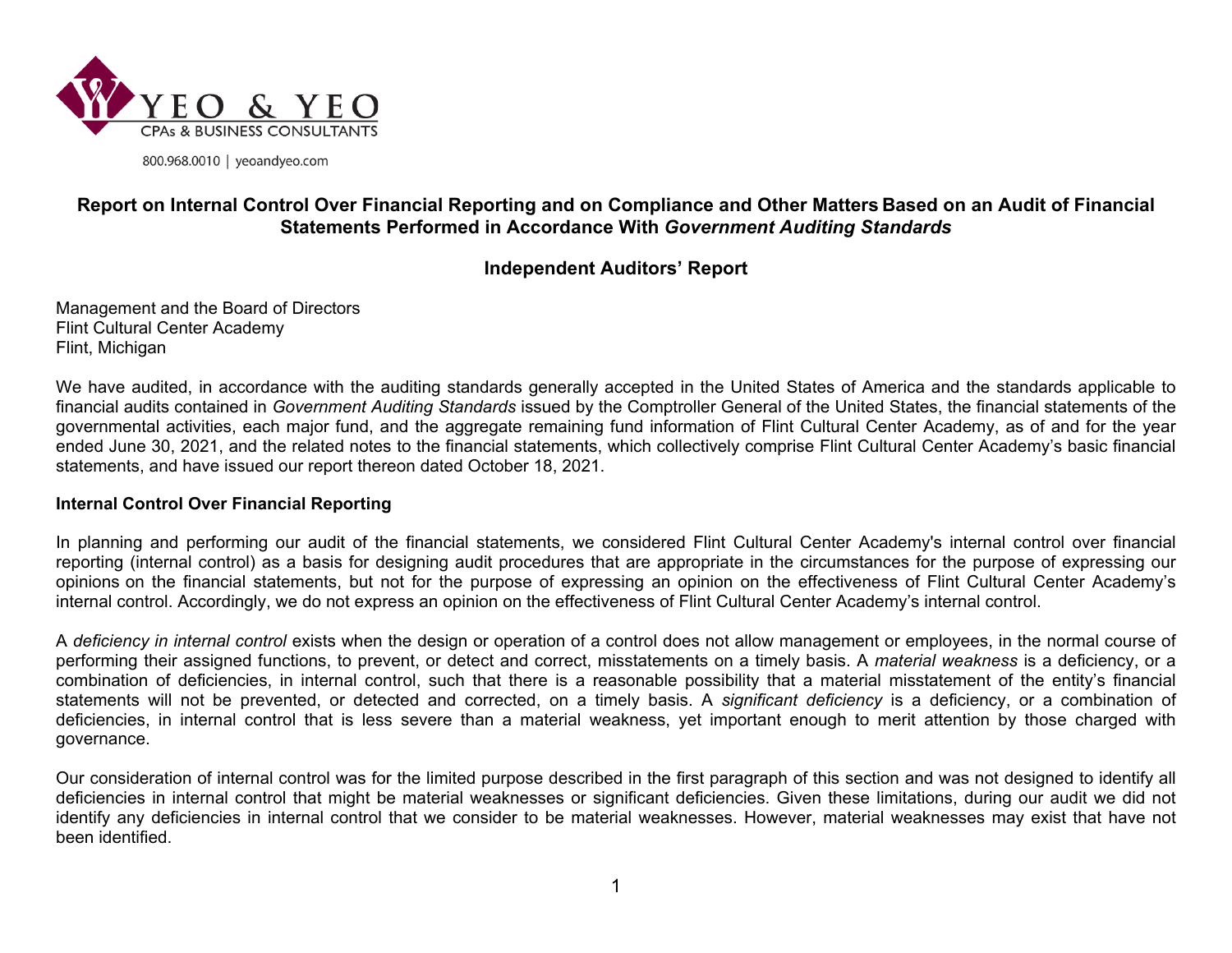YEO & YEO
CPAs & BUSINESS CONSULTANTS

800.968.0010 | yeoandyeo.com

## Report on Internal Control Over Financial Reporting and on Compliance and Other Matters Based on an Audit of Financial Statements Performed in Accordance With *Government Auditing Standards*

### Independent Auditors' Report

Management and the Board of Directors
Flint Cultural Center Academy
Flint, Michigan

We have audited, in accordance with the auditing standards generally accepted in the United States of America and the standards applicable to financial audits contained in *Government Auditing Standards* issued by the Comptroller General of the United States, the financial statements of the governmental activities, each major fund, and the aggregate remaining fund information of Flint Cultural Center Academy, as of and for the year ended June 30, 2021, and the related notes to the financial statements, which collectively comprise Flint Cultural Center Academy's basic financial statements, and have issued our report thereon dated October 18, 2021.

**Internal Control Over Financial Reporting**

In planning and performing our audit of the financial statements, we considered Flint Cultural Center Academy's internal control over financial reporting (internal control) as a basis for designing audit procedures that are appropriate in the circumstances for the purpose of expressing our opinions on the financial statements, but not for the purpose of expressing an opinion on the effectiveness of Flint Cultural Center Academy's internal control. Accordingly, we do not express an opinion on the effectiveness of Flint Cultural Center Academy's internal control.

A *deficiency in internal control* exists when the design or operation of a control does not allow management or employees, in the normal course of performing their assigned functions, to prevent, or detect and correct, misstatements on a timely basis. A *material weakness* is a deficiency, or a combination of deficiencies, in internal control, such that there is a reasonable possibility that a material misstatement of the entity's financial statements will not be prevented, or detected and corrected, on a timely basis. A *significant deficiency* is a deficiency, or a combination of deficiencies, in internal control that is less severe than a material weakness, yet important enough to merit attention by those charged with governance.

Our consideration of internal control was for the limited purpose described in the first paragraph of this section and was not designed to identify all deficiencies in internal control that might be material weaknesses or significant deficiencies. Given these limitations, during our audit we did not identify any deficiencies in internal control that we consider to be material weaknesses. However, material weaknesses may exist that have not been identified.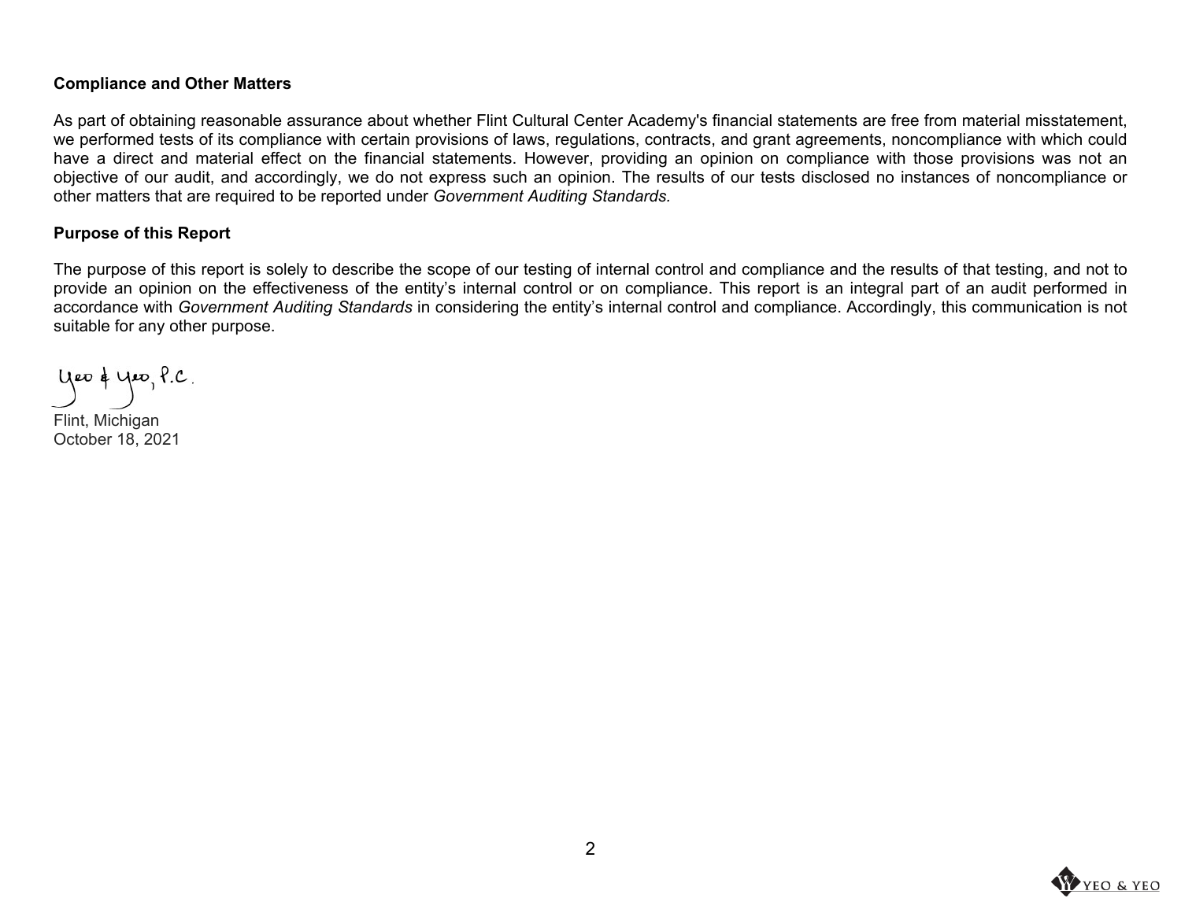**Compliance and Other Matters**

As part of obtaining reasonable assurance about whether Flint Cultural Center Academy's financial statements are free from material misstatement, we performed tests of its compliance with certain provisions of laws, regulations, contracts, and grant agreements, noncompliance with which could have a direct and material effect on the financial statements. However, providing an opinion on compliance with those provisions was not an objective of our audit, and accordingly, we do not express such an opinion. The results of our tests disclosed no instances of noncompliance or other matters that are required to be reported under *Government Auditing Standards.*

**Purpose of this Report**

The purpose of this report is solely to describe the scope of our testing of internal control and compliance and the results of that testing, and not to provide an opinion on the effectiveness of the entity's internal control or on compliance. This report is an integral part of an audit performed in accordance with *Government Auditing Standards* in considering the entity's internal control and compliance. Accordingly, this communication is not suitable for any other purpose.

Yeo & Yeo, P.C.

Flint, Michigan
October 18, 2021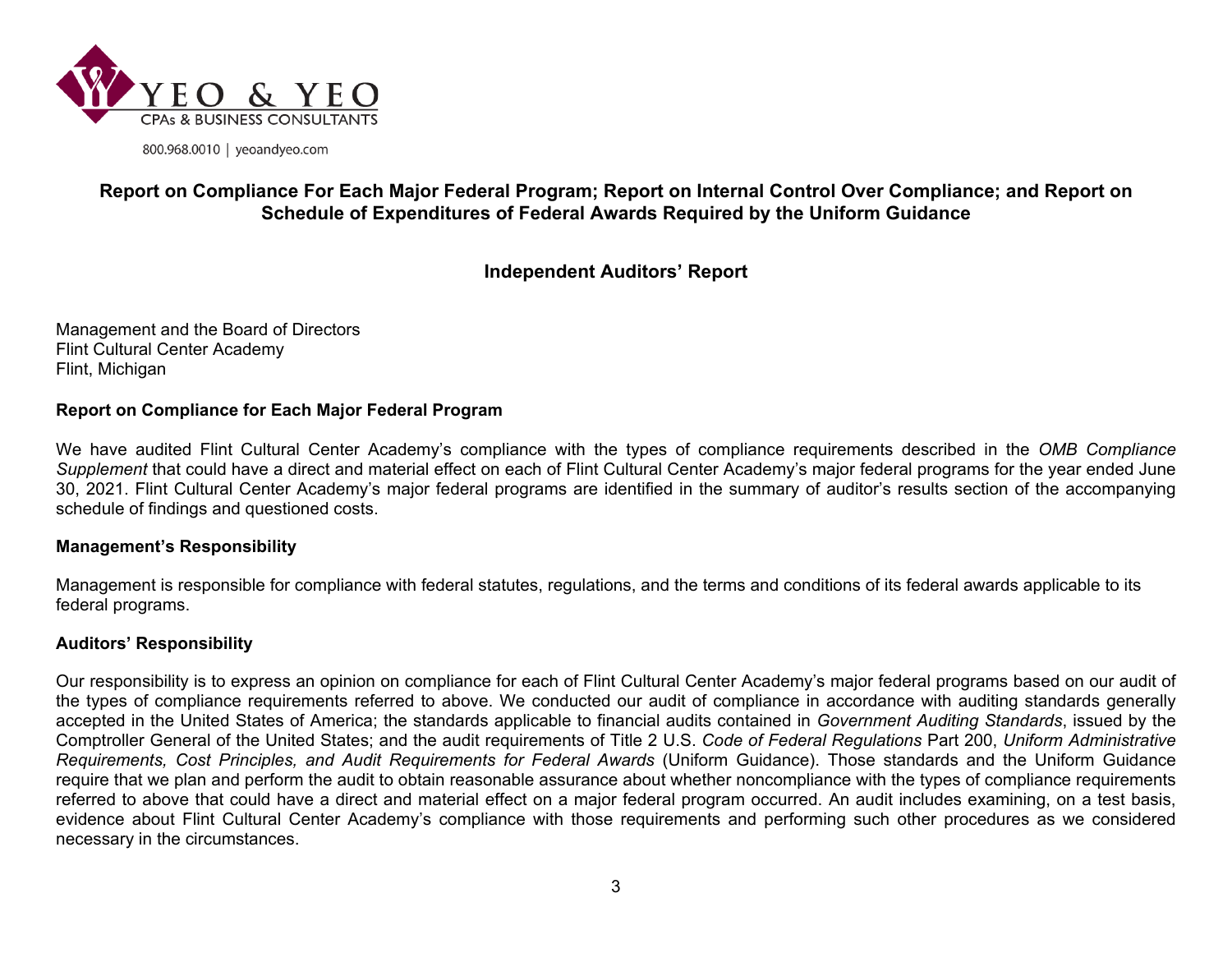YEO & YEO
CPAs & BUSINESS CONSULTANTS

800.968.0010 | yeoandyeo.com

## Report on Compliance For Each Major Federal Program; Report on Internal Control Over Compliance; and Report on Schedule of Expenditures of Federal Awards Required by the Uniform Guidance

### Independent Auditors' Report

Management and the Board of Directors
Flint Cultural Center Academy
Flint, Michigan

**Report on Compliance for Each Major Federal Program**

We have audited Flint Cultural Center Academy's compliance with the types of compliance requirements described in the *OMB Compliance Supplement* that could have a direct and material effect on each of Flint Cultural Center Academy's major federal programs for the year ended June 30, 2021. Flint Cultural Center Academy's major federal programs are identified in the summary of auditor's results section of the accompanying schedule of findings and questioned costs.

**Management's Responsibility**

Management is responsible for compliance with federal statutes, regulations, and the terms and conditions of its federal awards applicable to its federal programs.

**Auditors' Responsibility**

Our responsibility is to express an opinion on compliance for each of Flint Cultural Center Academy's major federal programs based on our audit of the types of compliance requirements referred to above. We conducted our audit of compliance in accordance with auditing standards generally accepted in the United States of America; the standards applicable to financial audits contained in *Government Auditing Standards*, issued by the Comptroller General of the United States; and the audit requirements of Title 2 U.S. *Code of Federal Regulations* Part 200, *Uniform Administrative Requirements, Cost Principles, and Audit Requirements for Federal Awards* (Uniform Guidance). Those standards and the Uniform Guidance require that we plan and perform the audit to obtain reasonable assurance about whether noncompliance with the types of compliance requirements referred to above that could have a direct and material effect on a major federal program occurred. An audit includes examining, on a test basis, evidence about Flint Cultural Center Academy's compliance with those requirements and performing such other procedures as we considered necessary in the circumstances.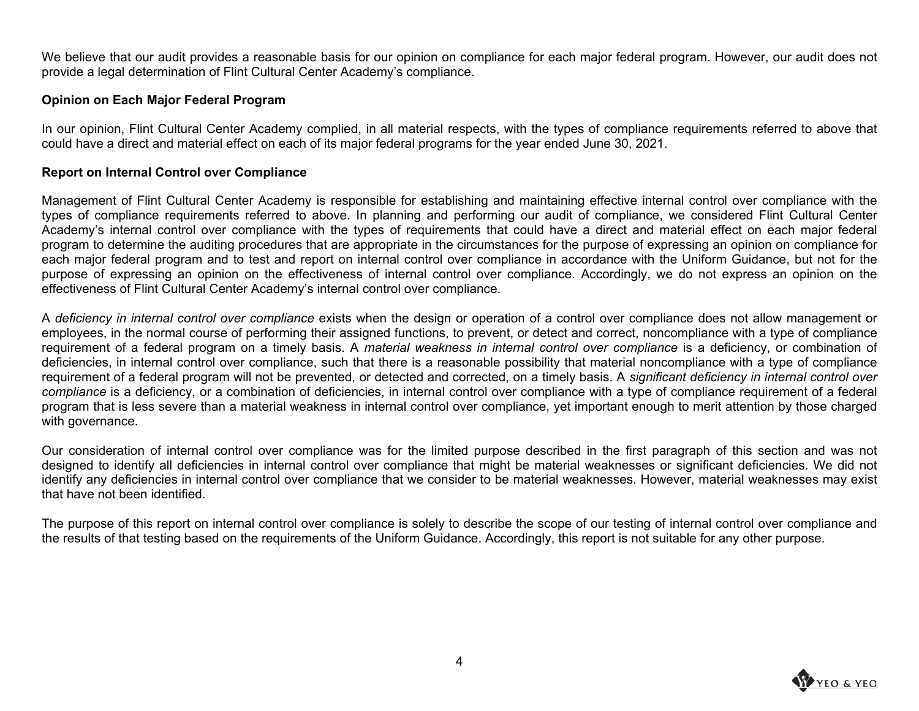We believe that our audit provides a reasonable basis for our opinion on compliance for each major federal program. However, our audit does not provide a legal determination of Flint Cultural Center Academy's compliance.

**Opinion on Each Major Federal Program**

In our opinion, Flint Cultural Center Academy complied, in all material respects, with the types of compliance requirements referred to above that could have a direct and material effect on each of its major federal programs for the year ended June 30, 2021.

**Report on Internal Control over Compliance**

Management of Flint Cultural Center Academy is responsible for establishing and maintaining effective internal control over compliance with the types of compliance requirements referred to above. In planning and performing our audit of compliance, we considered Flint Cultural Center Academy's internal control over compliance with the types of requirements that could have a direct and material effect on each major federal program to determine the auditing procedures that are appropriate in the circumstances for the purpose of expressing an opinion on compliance for each major federal program and to test and report on internal control over compliance in accordance with the Uniform Guidance, but not for the purpose of expressing an opinion on the effectiveness of internal control over compliance. Accordingly, we do not express an opinion on the effectiveness of Flint Cultural Center Academy's internal control over compliance.

A *deficiency in internal control over compliance* exists when the design or operation of a control over compliance does not allow management or employees, in the normal course of performing their assigned functions, to prevent, or detect and correct, noncompliance with a type of compliance requirement of a federal program on a timely basis. A *material weakness in internal control over compliance* is a deficiency, or combination of deficiencies, in internal control over compliance, such that there is a reasonable possibility that material noncompliance with a type of compliance requirement of a federal program will not be prevented, or detected and corrected, on a timely basis. A *significant deficiency in internal control over compliance* is a deficiency, or a combination of deficiencies, in internal control over compliance with a type of compliance requirement of a federal program that is less severe than a material weakness in internal control over compliance, yet important enough to merit attention by those charged with governance.

Our consideration of internal control over compliance was for the limited purpose described in the first paragraph of this section and was not designed to identify all deficiencies in internal control over compliance that might be material weaknesses or significant deficiencies. We did not identify any deficiencies in internal control over compliance that we consider to be material weaknesses. However, material weaknesses may exist that have not been identified.

The purpose of this report on internal control over compliance is solely to describe the scope of our testing of internal control over compliance and the results of that testing based on the requirements of the Uniform Guidance. Accordingly, this report is not suitable for any other purpose.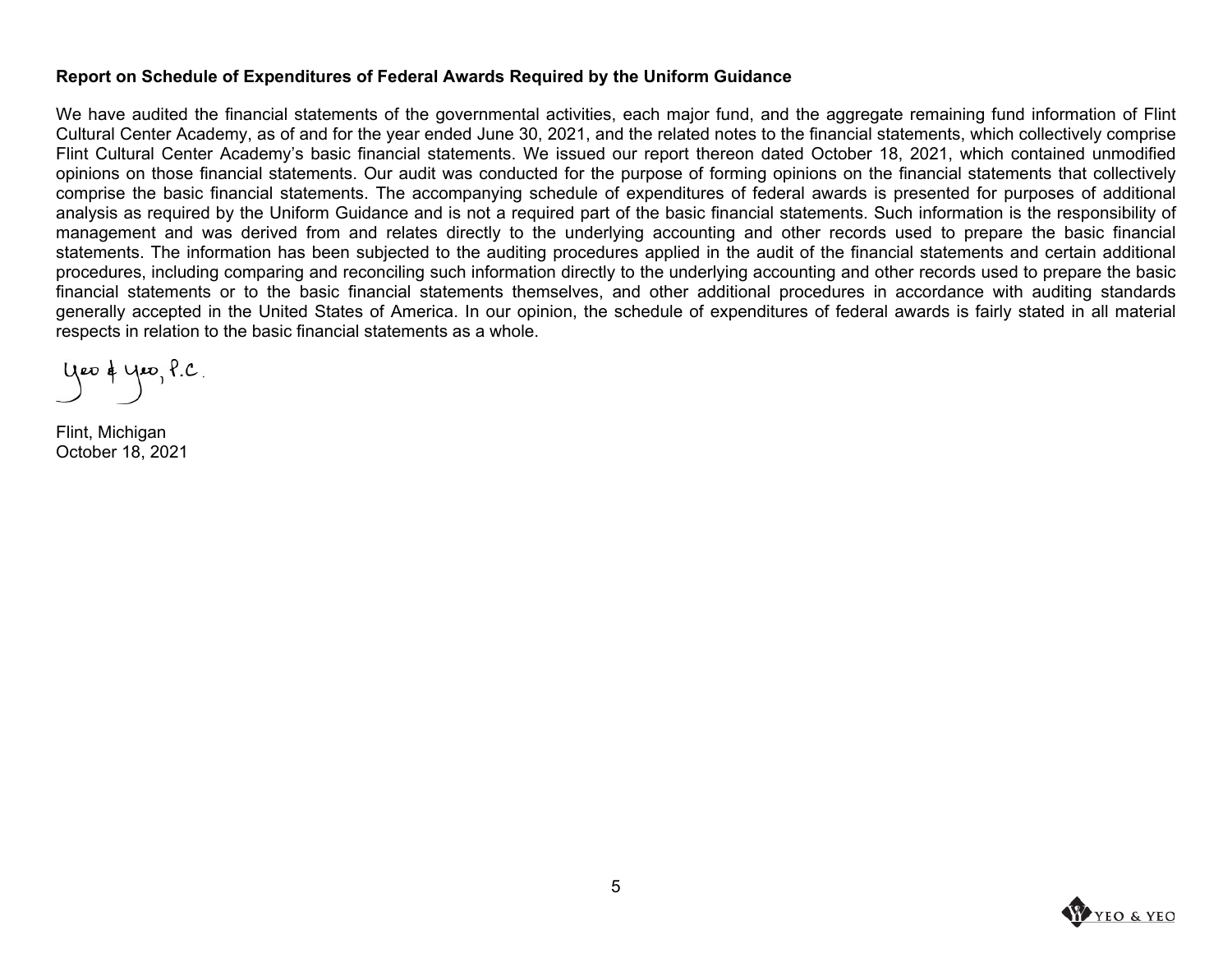**Report on Schedule of Expenditures of Federal Awards Required by the Uniform Guidance**

We have audited the financial statements of the governmental activities, each major fund, and the aggregate remaining fund information of Flint Cultural Center Academy, as of and for the year ended June 30, 2021, and the related notes to the financial statements, which collectively comprise Flint Cultural Center Academy's basic financial statements. We issued our report thereon dated October 18, 2021, which contained unmodified opinions on those financial statements. Our audit was conducted for the purpose of forming opinions on the financial statements that collectively comprise the basic financial statements. The accompanying schedule of expenditures of federal awards is presented for purposes of additional analysis as required by the Uniform Guidance and is not a required part of the basic financial statements. Such information is the responsibility of management and was derived from and relates directly to the underlying accounting and other records used to prepare the basic financial statements. The information has been subjected to the auditing procedures applied in the audit of the financial statements and certain additional procedures, including comparing and reconciling such information directly to the underlying accounting and other records used to prepare the basic financial statements or to the basic financial statements themselves, and other additional procedures in accordance with auditing standards generally accepted in the United States of America. In our opinion, the schedule of expenditures of federal awards is fairly stated in all material respects in relation to the basic financial statements as a whole.

Yeo & Yeo, P.C.

Flint, Michigan
October 18, 2021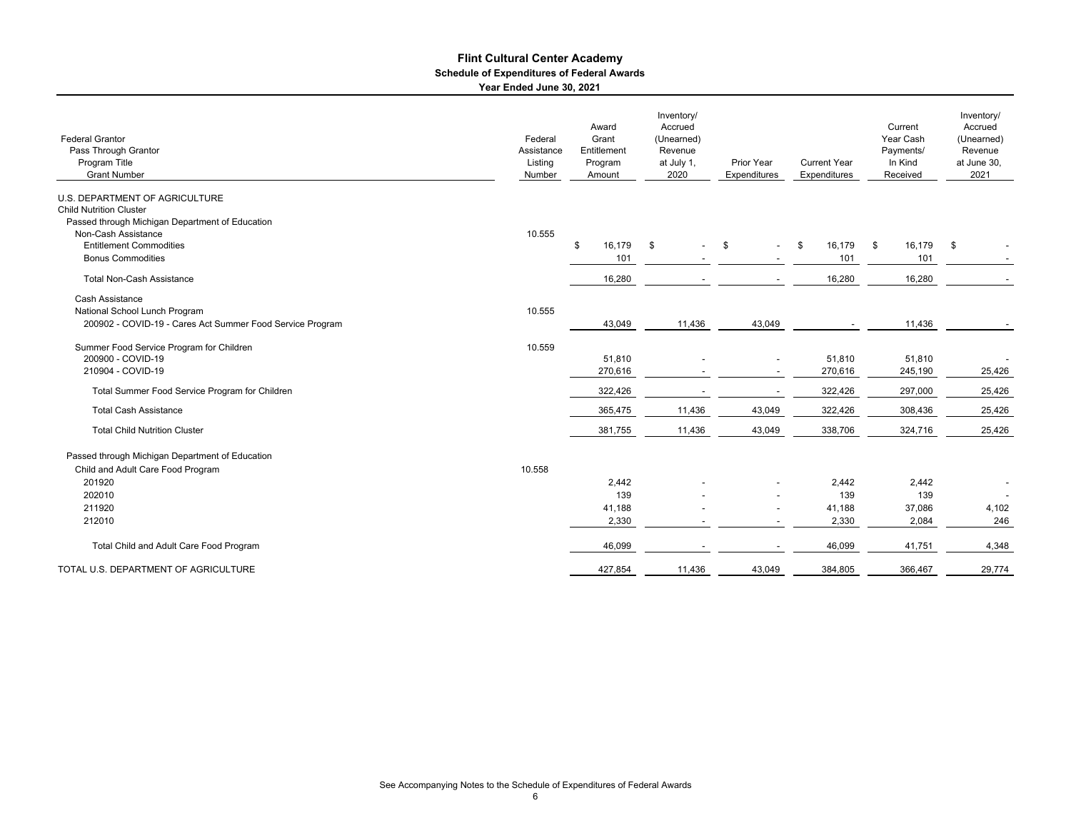# Flint Cultural Center Academy

## Schedule of Expenditures of Federal Awards

### Year Ended June 30, 2021

| Federal Grantor / Pass Through Grantor / Program Title / Grant Number | Federal Assistance Listing Number | Award Grant Entitlement Program Amount | Inventory/ Accrued (Unearned) Revenue at July 1, 2020 | Prior Year Expenditures | Current Year Expenditures | Current Year Cash Payments/ In Kind Received | Inventory/ Accrued (Unearned) Revenue at June 30, 2021 |
|---|---|---|---|---|---|---|---|
| U.S. DEPARTMENT OF AGRICULTURE | | | | | | | |
| Child Nutrition Cluster | | | | | | | |
| Passed through Michigan Department of Education | | | | | | | |
| Non-Cash Assistance | 10.555 | | | | | | |
| Entitlement Commodities | | $ 16,179 | $ - | $ - | $ 16,179 | $ 16,179 | $ - |
| Bonus Commodities | | 101 | - | - | 101 | 101 | - |
| Total Non-Cash Assistance | | 16,280 | - | - | 16,280 | 16,280 | - |
| Cash Assistance | | | | | | | |
| National School Lunch Program | 10.555 | | | | | | |
| 200902 - COVID-19 - Cares Act Summer Food Service Program | | 43,049 | 11,436 | 43,049 | - | 11,436 | - |
| Summer Food Service Program for Children | 10.559 | | | | | | |
| 200900 - COVID-19 | | 51,810 | - | - | 51,810 | 51,810 | - |
| 210904 - COVID-19 | | 270,616 | - | - | 270,616 | 245,190 | 25,426 |
| Total Summer Food Service Program for Children | | 322,426 | - | - | 322,426 | 297,000 | 25,426 |
| Total Cash Assistance | | 365,475 | 11,436 | 43,049 | 322,426 | 308,436 | 25,426 |
| Total Child Nutrition Cluster | | 381,755 | 11,436 | 43,049 | 338,706 | 324,716 | 25,426 |
| Passed through Michigan Department of Education | | | | | | | |
| Child and Adult Care Food Program | 10.558 | | | | | | |
| 201920 | | 2,442 | - | - | 2,442 | 2,442 | - |
| 202010 | | 139 | - | - | 139 | 139 | - |
| 211920 | | 41,188 | - | - | 41,188 | 37,086 | 4,102 |
| 212010 | | 2,330 | - | - | 2,330 | 2,084 | 246 |
| Total Child and Adult Care Food Program | | 46,099 | - | - | 46,099 | 41,751 | 4,348 |
| TOTAL U.S. DEPARTMENT OF AGRICULTURE | | 427,854 | 11,436 | 43,049 | 384,805 | 366,467 | 29,774 |

See Accompanying Notes to the Schedule of Expenditures of Federal Awards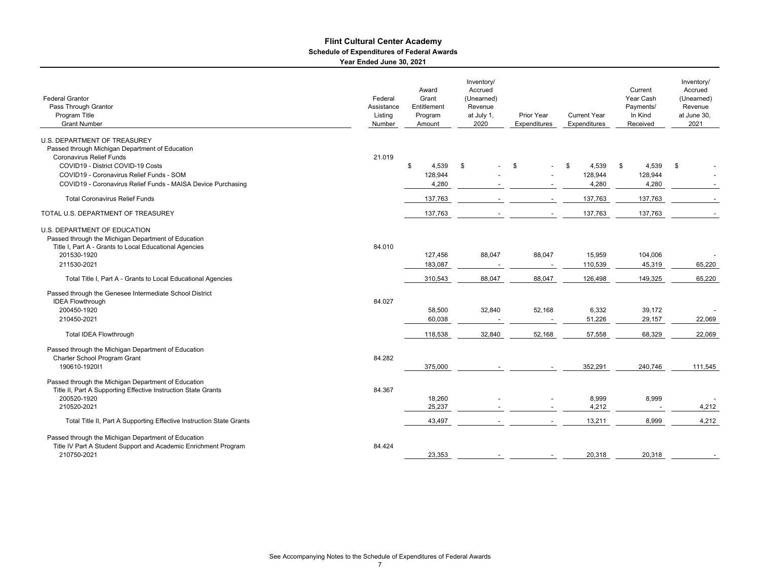# Flint Cultural Center Academy

## Schedule of Expenditures of Federal Awards

### Year Ended June 30, 2021

| Federal Grantor<br>Pass Through Grantor<br>Program Title<br>Grant Number | Federal Assistance Listing Number | Award Grant Entitlement Program Amount | Inventory/ Accrued (Unearned) Revenue at July 1, 2020 | Prior Year Expenditures | Current Year Expenditures | Current Year Cash Payments/ In Kind Received | Inventory/ Accrued (Unearned) Revenue at June 30, 2021 |
|---|---|---|---|---|---|---|---|
| U.S. DEPARTMENT OF TREASUREY | | | | | | | |
| Passed through Michigan Department of Education | | | | | | | |
| Coronavirus Relief Funds | 21.019 | | | | | | |
| COVID19 - District COVID-19 Costs | | $ 4,539 | $ - | $ - | $ 4,539 | $ 4,539 | $ - |
| COVID19 - Coronavirus Relief Funds - SOM | | 128,944 | - | - | 128,944 | 128,944 | - |
| COVID19 - Coronavirus Relief Funds - MAISA Device Purchasing | | 4,280 | - | - | 4,280 | 4,280 | - |
| Total Coronavirus Relief Funds | | 137,763 | - | - | 137,763 | 137,763 | - |
| TOTAL U.S. DEPARTMENT OF TREASUREY | | 137,763 | - | - | 137,763 | 137,763 | - |
| U.S. DEPARTMENT OF EDUCATION | | | | | | | |
| Passed through the Michigan Department of Education | | | | | | | |
| Title I, Part A - Grants to Local Educational Agencies | 84.010 | | | | | | |
| 201530-1920 | | 127,456 | 88,047 | 88,047 | 15,959 | 104,006 | - |
| 211530-2021 | | 183,087 | - | - | 110,539 | 45,319 | 65,220 |
| Total Title I, Part A - Grants to Local Educational Agencies | | 310,543 | 88,047 | 88,047 | 126,498 | 149,325 | 65,220 |
| Passed through the Genesee Intermediate School District | | | | | | | |
| IDEA Flowthrough | 84.027 | | | | | | |
| 200450-1920 | | 58,500 | 32,840 | 52,168 | 6,332 | 39,172 | - |
| 210450-2021 | | 60,038 | - | - | 51,226 | 29,157 | 22,069 |
| Total IDEA Flowthrough | | 118,538 | 32,840 | 52,168 | 57,558 | 68,329 | 22,069 |
| Passed through the Michigan Department of Education | | | | | | | |
| Charter School Program Grant | 84.282 | | | | | | |
| 190610-1920I1 | | 375,000 | - | - | 352,291 | 240,746 | 111,545 |
| Passed through the Michigan Department of Education | | | | | | | |
| Title II, Part A Supporting Effective Instruction State Grants | 84.367 | | | | | | |
| 200520-1920 | | 18,260 | - | - | 8,999 | 8,999 | - |
| 210520-2021 | | 25,237 | - | - | 4,212 | - | 4,212 |
| Total Title II, Part A Supporting Effective Instruction State Grants | | 43,497 | - | - | 13,211 | 8,999 | 4,212 |
| Passed through the Michigan Department of Education | | | | | | | |
| Title IV Part A Student Support and Academic Enrichment Program | 84.424 | | | | | | |
| 210750-2021 | | 23,353 | - | - | 20,318 | 20,318 | - |

See Accompanying Notes to the Schedule of Expenditures of Federal Awards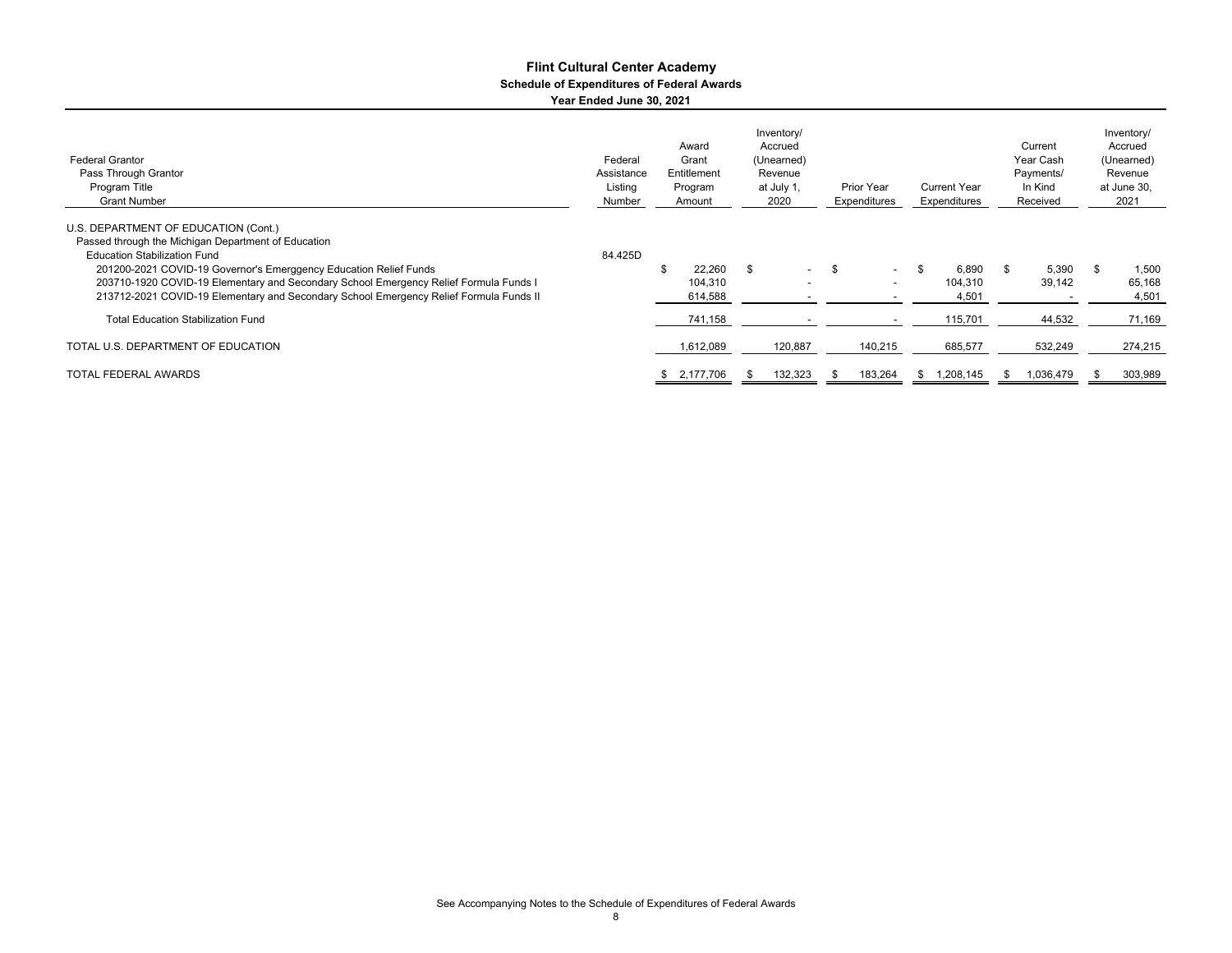# Flint Cultural Center Academy

## Schedule of Expenditures of Federal Awards

### Year Ended June 30, 2021

| Federal Grantor<br>Pass Through Grantor<br>Program Title<br>Grant Number | Federal Assistance Listing Number | Award Grant Entitlement Program Amount | Inventory/ Accrued (Unearned) Revenue at July 1, 2020 | Prior Year Expenditures | Current Year Expenditures | Current Year Cash Payments/ In Kind Received | Inventory/ Accrued (Unearned) Revenue at June 30, 2021 |
|---|---|---|---|---|---|---|---|
| U.S. DEPARTMENT OF EDUCATION (Cont.) | | | | | | | |
| Passed through the Michigan Department of Education | | | | | | | |
| Education Stabilization Fund | 84.425D | | | | | | |
| 201200-2021 COVID-19 Governor's Emerggency Education Relief Funds | | $ 22,260 | $ - | $ - | $ 6,890 | $ 5,390 | $ 1,500 |
| 203710-1920 COVID-19 Elementary and Secondary School Emergency Relief Formula Funds I | | 104,310 | - | - | 104,310 | 39,142 | 65,168 |
| 213712-2021 COVID-19 Elementary and Secondary School Emergency Relief Formula Funds II | | 614,588 | - | - | 4,501 | - | 4,501 |
| Total Education Stabilization Fund | | 741,158 | - | - | 115,701 | 44,532 | 71,169 |
| TOTAL U.S. DEPARTMENT OF EDUCATION | | 1,612,089 | 120,887 | 140,215 | 685,577 | 532,249 | 274,215 |
| TOTAL FEDERAL AWARDS | | $ 2,177,706 | $ 132,323 | $ 183,264 | $ 1,208,145 | $ 1,036,479 | $ 303,989 |

See Accompanying Notes to the Schedule of Expenditures of Federal Awards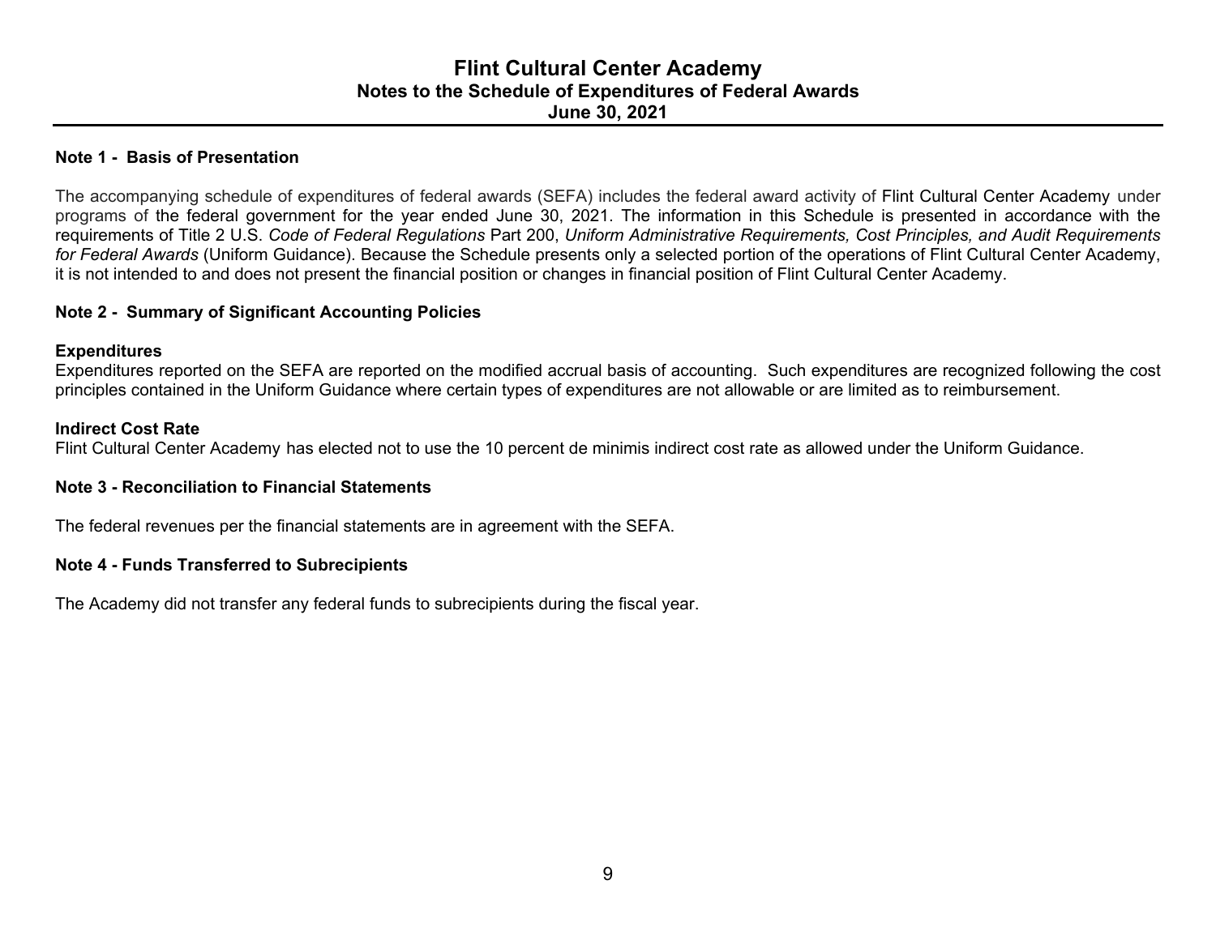# Flint Cultural Center Academy
## Notes to the Schedule of Expenditures of Federal Awards
## June 30, 2021

### Note 1 - Basis of Presentation

The accompanying schedule of expenditures of federal awards (SEFA) includes the federal award activity of Flint Cultural Center Academy under programs of the federal government for the year ended June 30, 2021. The information in this Schedule is presented in accordance with the requirements of Title 2 U.S. *Code of Federal Regulations* Part 200, *Uniform Administrative Requirements, Cost Principles, and Audit Requirements for Federal Awards* (Uniform Guidance). Because the Schedule presents only a selected portion of the operations of Flint Cultural Center Academy, it is not intended to and does not present the financial position or changes in financial position of Flint Cultural Center Academy.

### Note 2 - Summary of Significant Accounting Policies

**Expenditures**
Expenditures reported on the SEFA are reported on the modified accrual basis of accounting. Such expenditures are recognized following the cost principles contained in the Uniform Guidance where certain types of expenditures are not allowable or are limited as to reimbursement.

**Indirect Cost Rate**
Flint Cultural Center Academy has elected not to use the 10 percent de minimis indirect cost rate as allowed under the Uniform Guidance.

### Note 3 - Reconciliation to Financial Statements

The federal revenues per the financial statements are in agreement with the SEFA.

### Note 4 - Funds Transferred to Subrecipients

The Academy did not transfer any federal funds to subrecipients during the fiscal year.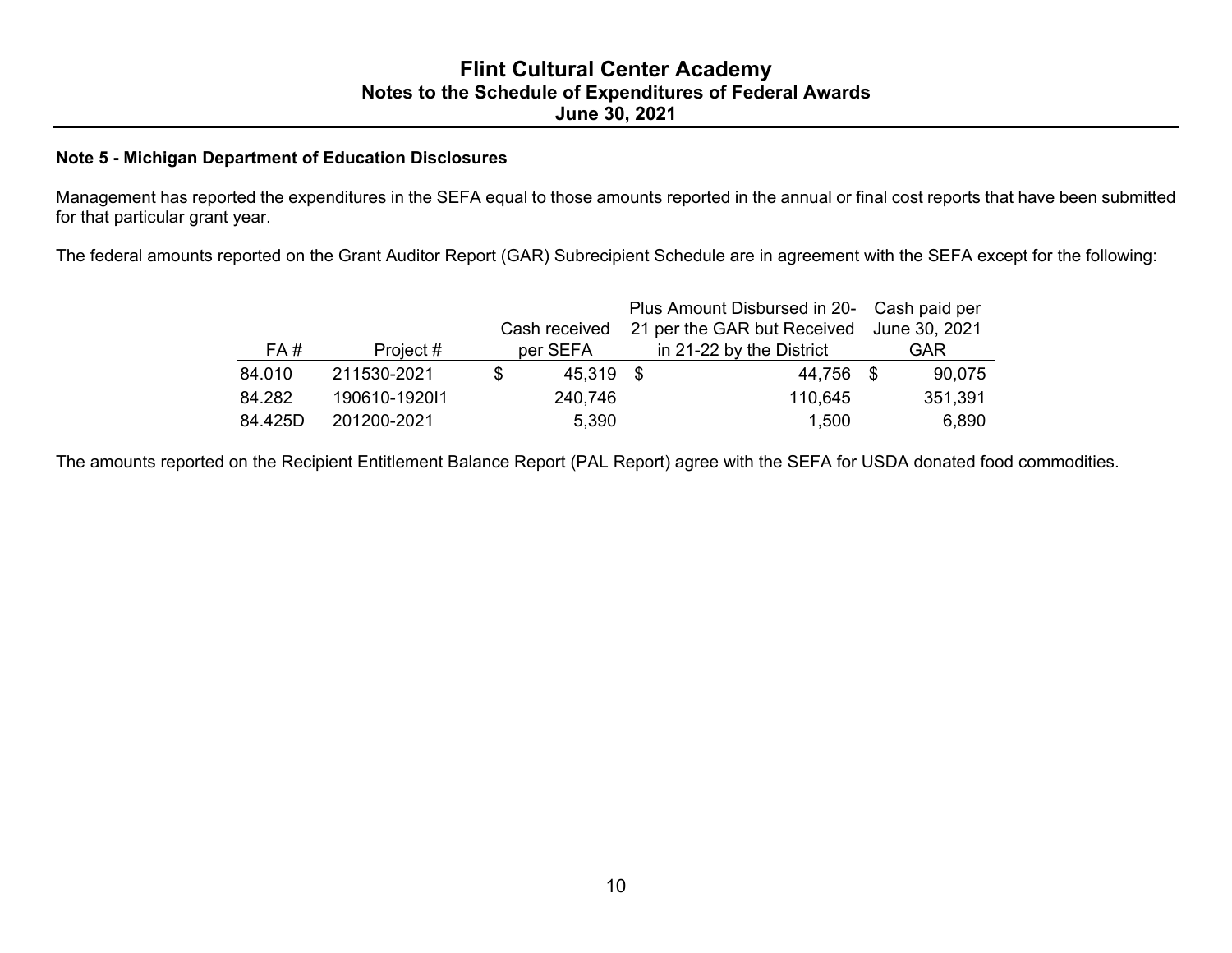# Flint Cultural Center Academy
## Notes to the Schedule of Expenditures of Federal Awards
## June 30, 2021

### Note 5 - Michigan Department of Education Disclosures

Management has reported the expenditures in the SEFA equal to those amounts reported in the annual or final cost reports that have been submitted for that particular grant year.

The federal amounts reported on the Grant Auditor Report (GAR) Subrecipient Schedule are in agreement with the SEFA except for the following:

| FA # | Project # | Cash received per SEFA | Plus Amount Disbursed in 20-21 per the GAR but Received in 21-22 by the District | Cash paid per June 30, 2021 GAR |
|---|---|---|---|---|
| 84.010 | 211530-2021 | $ 45,319 | $ 44,756 | $ 90,075 |
| 84.282 | 190610-1920I1 | 240,746 | 110,645 | 351,391 |
| 84.425D | 201200-2021 | 5,390 | 1,500 | 6,890 |

The amounts reported on the Recipient Entitlement Balance Report (PAL Report) agree with the SEFA for USDA donated food commodities.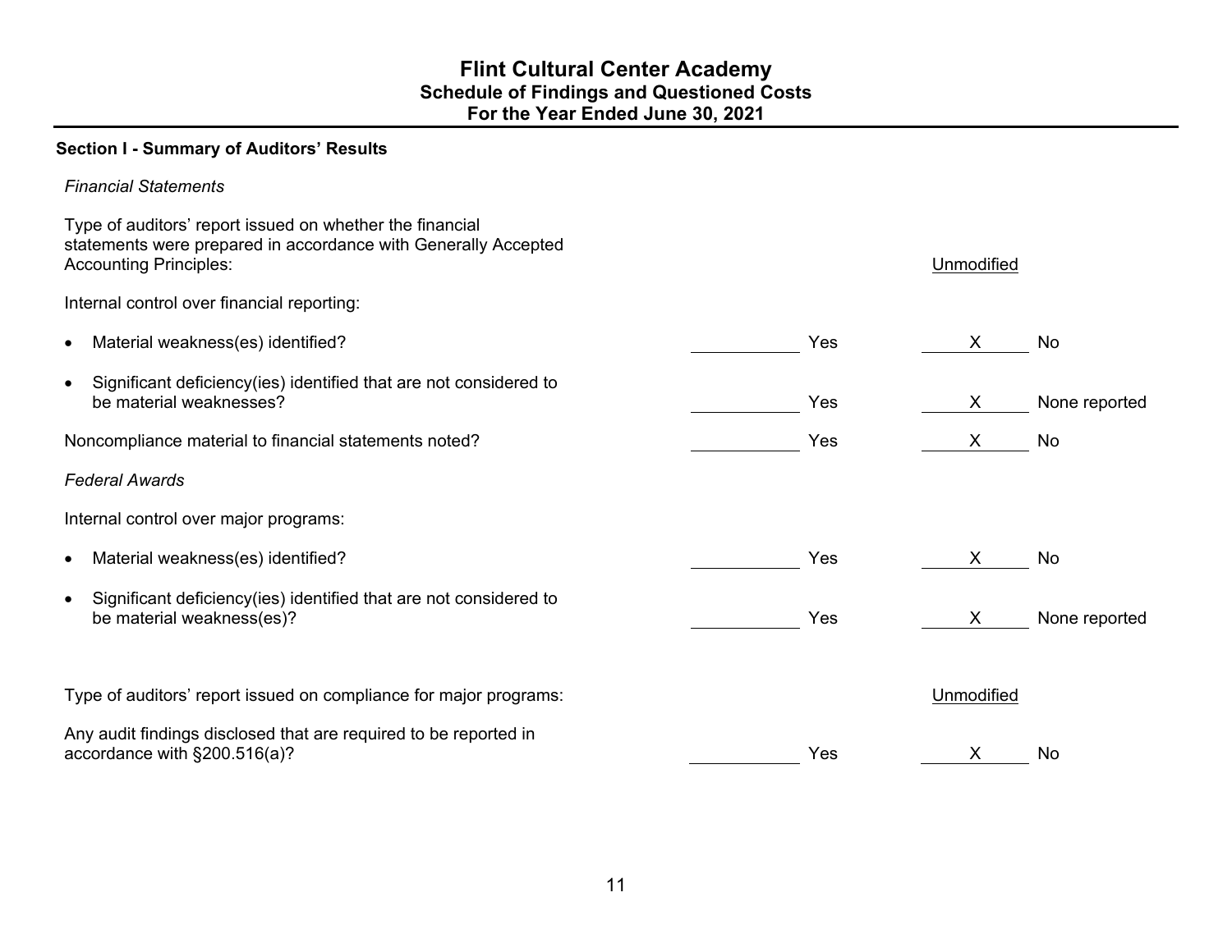# Flint Cultural Center Academy
## Schedule of Findings and Questioned Costs
## For the Year Ended June 30, 2021

### Section I - Summary of Auditors' Results

*Financial Statements*

| | | | | |
|---|---|---|---|---|
| Type of auditors' report issued on whether the financial statements were prepared in accordance with Generally Accepted Accounting Principles: | | | Unmodified | |
| Internal control over financial reporting: | | | | |
| • Material weakness(es) identified? | | Yes | X | No |
| • Significant deficiency(ies) identified that are not considered to be material weaknesses? | | Yes | X | None reported |
| Noncompliance material to financial statements noted? | | Yes | X | No |

*Federal Awards*

| | | | | |
|---|---|---|---|---|
| Internal control over major programs: | | | | |
| • Material weakness(es) identified? | | Yes | X | No |
| • Significant deficiency(ies) identified that are not considered to be material weakness(es)? | | Yes | X | None reported |
| Type of auditors' report issued on compliance for major programs: | | | Unmodified | |
| Any audit findings disclosed that are required to be reported in accordance with §200.516(a)? | | Yes | X | No |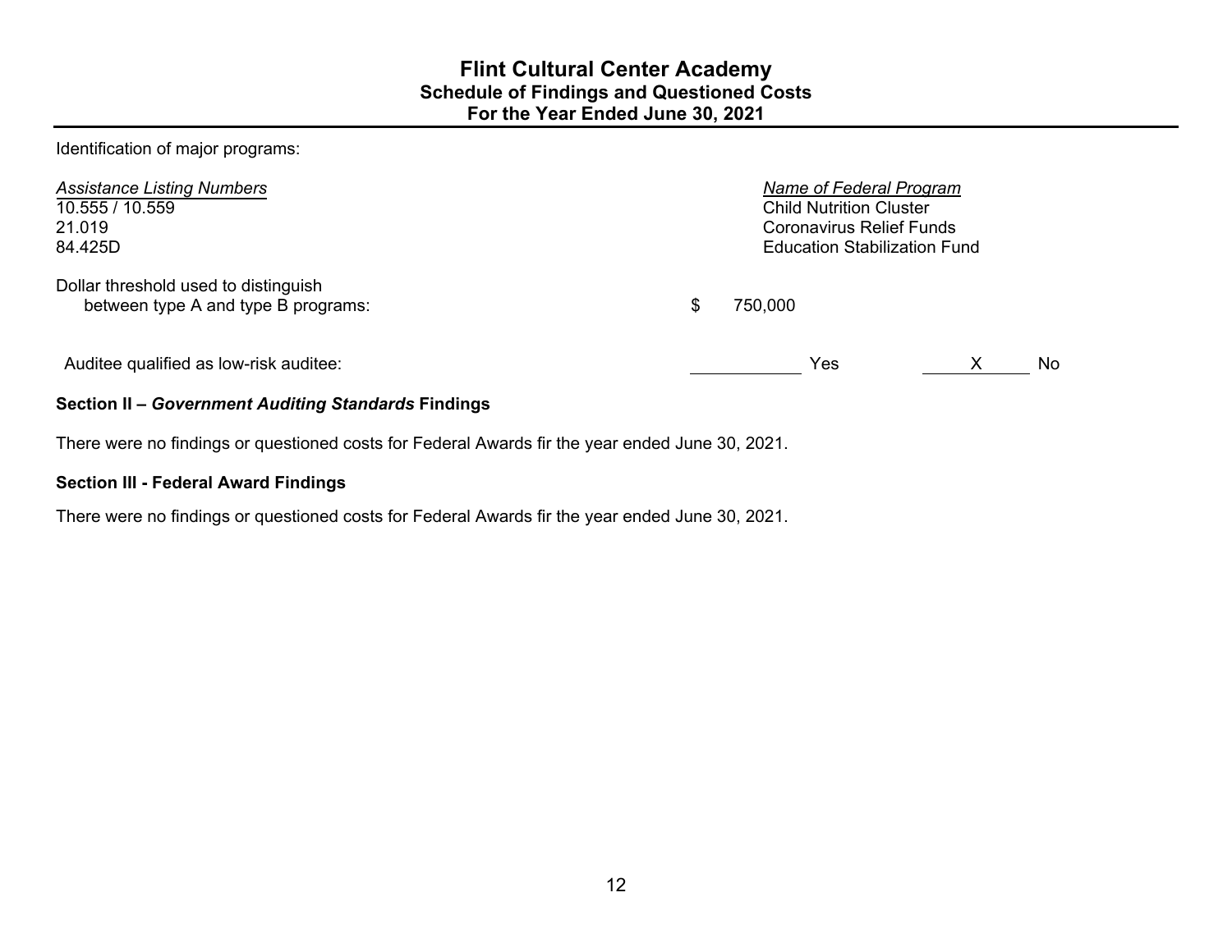# Flint Cultural Center Academy

## Schedule of Findings and Questioned Costs

## For the Year Ended June 30, 2021

Identification of major programs:

| *Assistance Listing Numbers* | *Name of Federal Program* |
|---|---|
| 10.555 / 10.559 | Child Nutrition Cluster |
| 21.019 | Coronavirus Relief Funds |
| 84.425D | Education Stabilization Fund |

Dollar threshold used to distinguish between type A and type B programs: $ 750,000

Auditee qualified as low-risk auditee: ______ Yes __X__ No

**Section II – *Government Auditing Standards* Findings**

There were no findings or questioned costs for Federal Awards fir the year ended June 30, 2021.

**Section III - Federal Award Findings**

There were no findings or questioned costs for Federal Awards fir the year ended June 30, 2021.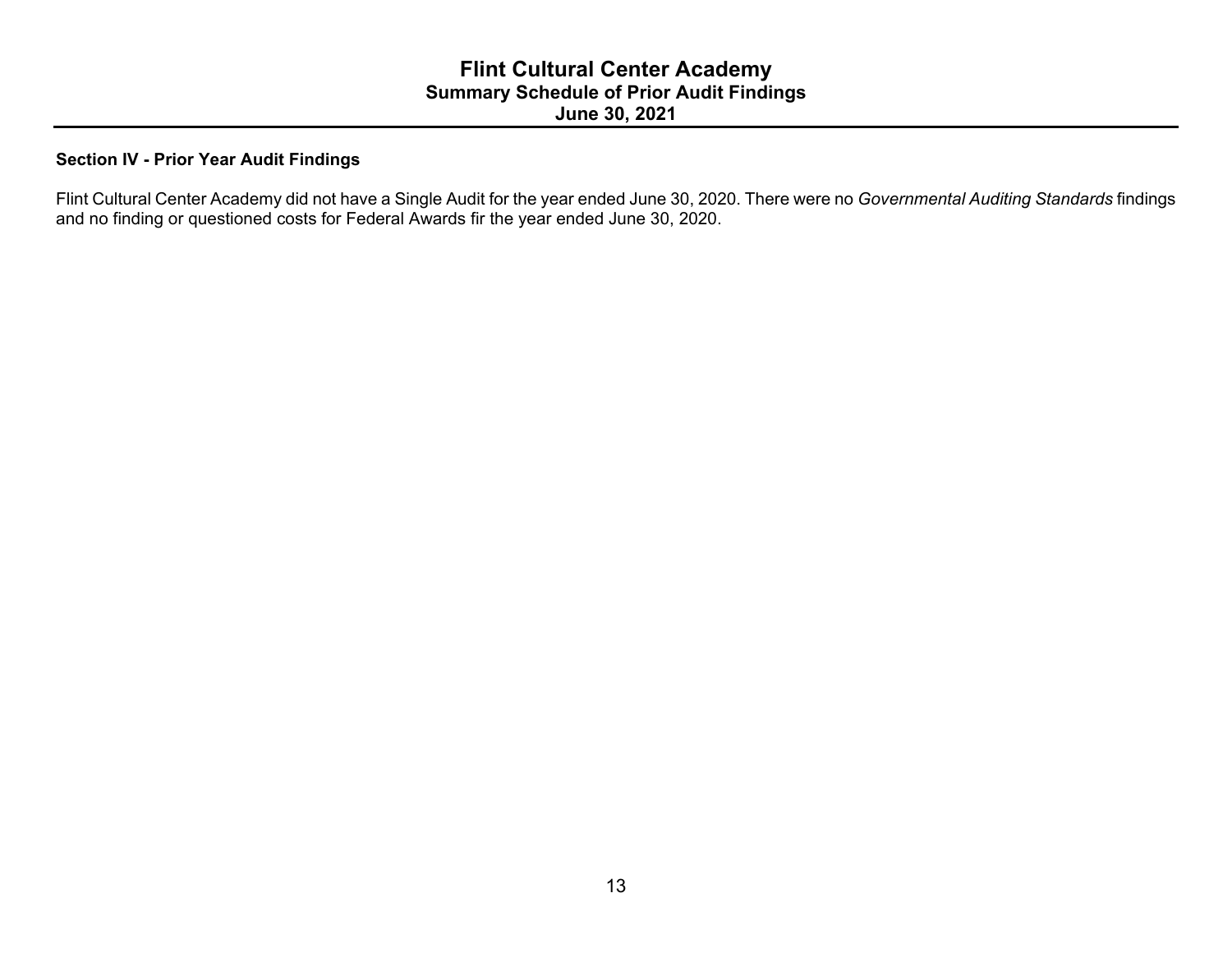# Flint Cultural Center Academy
## Summary Schedule of Prior Audit Findings
## June 30, 2021

**Section IV - Prior Year Audit Findings**

Flint Cultural Center Academy did not have a Single Audit for the year ended June 30, 2020. There were no *Governmental Auditing Standards* findings and no finding or questioned costs for Federal Awards fir the year ended June 30, 2020.